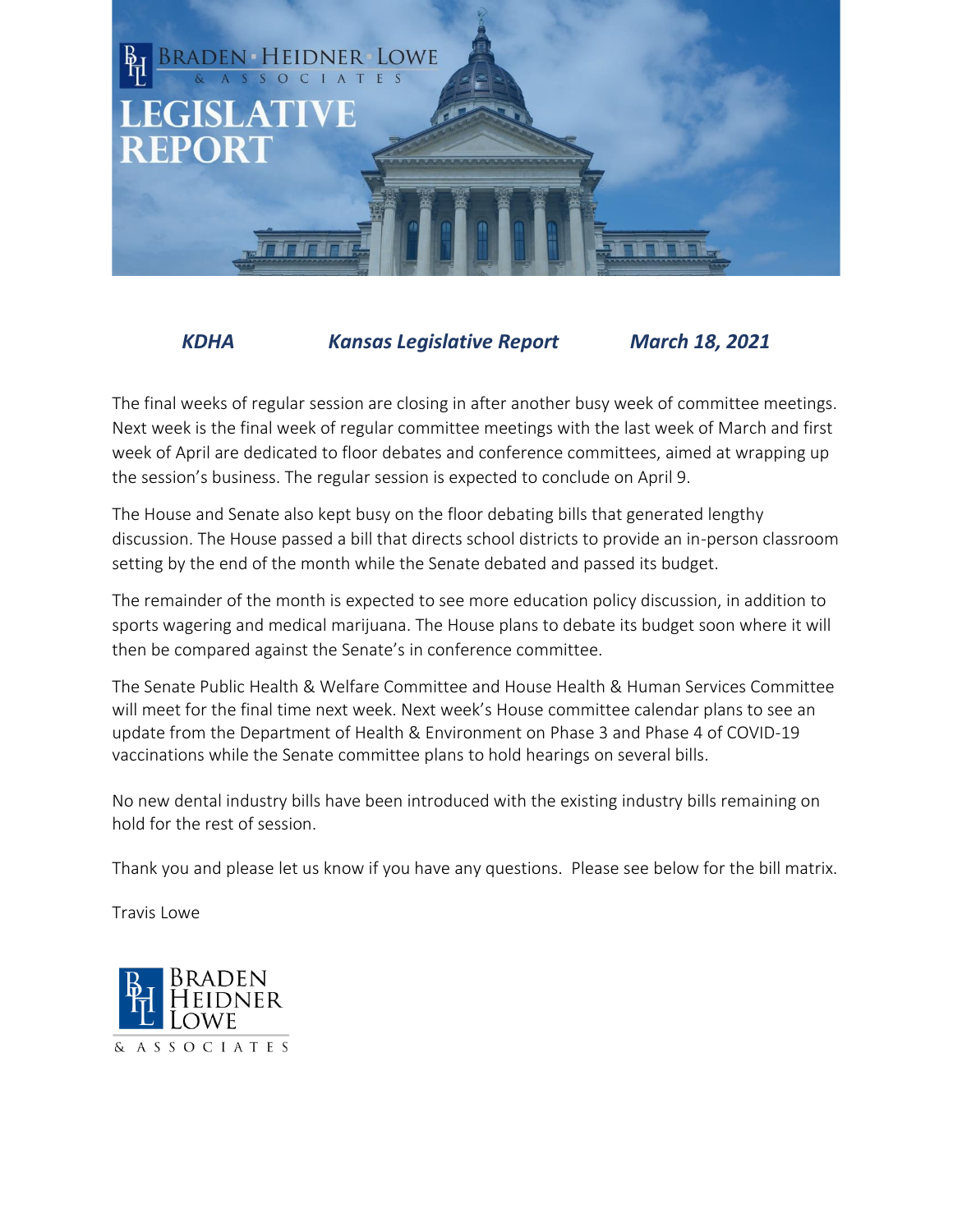# BRADEN HEIDNER LOWE & ASSOCIATES

# LEGISLATIVE REPORT

***KDHA     Kansas Legislative Report     March 18, 2021***

The final weeks of regular session are closing in after another busy week of committee meetings. Next week is the final week of regular committee meetings with the last week of March and first week of April are dedicated to floor debates and conference committees, aimed at wrapping up the session's business. The regular session is expected to conclude on April 9.

The House and Senate also kept busy on the floor debating bills that generated lengthy discussion. The House passed a bill that directs school districts to provide an in-person classroom setting by the end of the month while the Senate debated and passed its budget.

The remainder of the month is expected to see more education policy discussion, in addition to sports wagering and medical marijuana. The House plans to debate its budget soon where it will then be compared against the Senate's in conference committee.

The Senate Public Health & Welfare Committee and House Health & Human Services Committee will meet for the final time next week. Next week's House committee calendar plans to see an update from the Department of Health & Environment on Phase 3 and Phase 4 of COVID-19 vaccinations while the Senate committee plans to hold hearings on several bills.

No new dental industry bills have been introduced with the existing industry bills remaining on hold for the rest of session.

Thank you and please let us know if you have any questions. Please see below for the bill matrix.

Travis Lowe

BRADEN HEIDNER LOWE & ASSOCIATES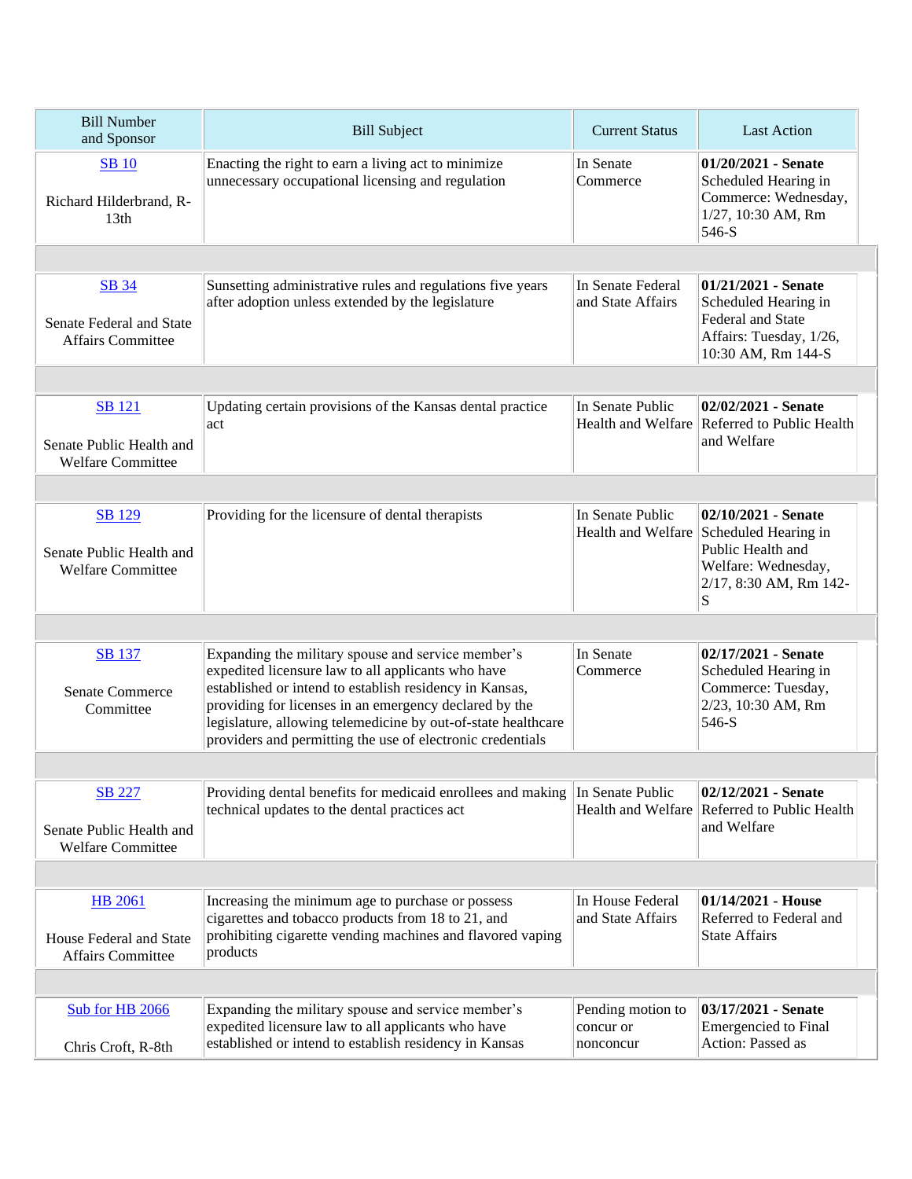| Bill Number and Sponsor | Bill Subject | Current Status | Last Action |
|---|---|---|---|
| SB 10<br><br>Richard Hilderbrand, R-13th | Enacting the right to earn a living act to minimize unnecessary occupational licensing and regulation | In Senate Commerce | **01/20/2021 - Senate** Scheduled Hearing in Commerce: Wednesday, 1/27, 10:30 AM, Rm 546-S |
| SB 34<br><br>Senate Federal and State Affairs Committee | Sunsetting administrative rules and regulations five years after adoption unless extended by the legislature | In Senate Federal and State Affairs | **01/21/2021 - Senate** Scheduled Hearing in Federal and State Affairs: Tuesday, 1/26, 10:30 AM, Rm 144-S |
| SB 121<br><br>Senate Public Health and Welfare Committee | Updating certain provisions of the Kansas dental practice act | In Senate Public Health and Welfare | **02/02/2021 - Senate** Referred to Public Health and Welfare |
| SB 129<br><br>Senate Public Health and Welfare Committee | Providing for the licensure of dental therapists | In Senate Public Health and Welfare | **02/10/2021 - Senate** Scheduled Hearing in Public Health and Welfare: Wednesday, 2/17, 8:30 AM, Rm 142-S |
| SB 137<br><br>Senate Commerce Committee | Expanding the military spouse and service member's expedited licensure law to all applicants who have established or intend to establish residency in Kansas, providing for licenses in an emergency declared by the legislature, allowing telemedicine by out-of-state healthcare providers and permitting the use of electronic credentials | In Senate Commerce | **02/17/2021 - Senate** Scheduled Hearing in Commerce: Tuesday, 2/23, 10:30 AM, Rm 546-S |
| SB 227<br><br>Senate Public Health and Welfare Committee | Providing dental benefits for medicaid enrollees and making technical updates to the dental practices act | In Senate Public Health and Welfare | **02/12/2021 - Senate** Referred to Public Health and Welfare |
| HB 2061<br><br>House Federal and State Affairs Committee | Increasing the minimum age to purchase or possess cigarettes and tobacco products from 18 to 21, and prohibiting cigarette vending machines and flavored vaping products | In House Federal and State Affairs | **01/14/2021 - House** Referred to Federal and State Affairs |
| Sub for HB 2066<br><br>Chris Croft, R-8th | Expanding the military spouse and service member's expedited licensure law to all applicants who have established or intend to establish residency in Kansas | Pending motion to concur or nonconcur | **03/17/2021 - Senate** Emergencied to Final Action: Passed as |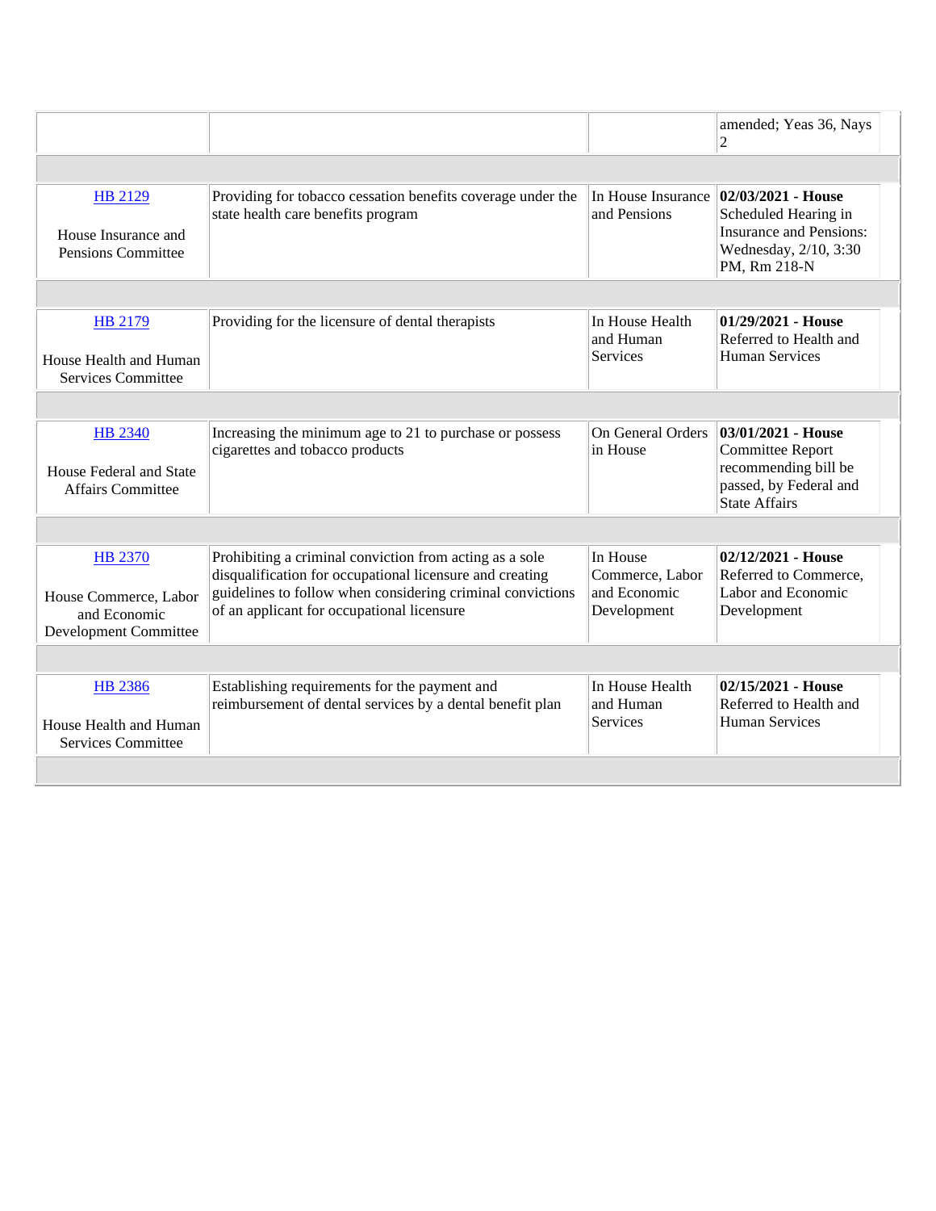| | | | |
|---|---|---|---|
| | | | amended; Yeas 36, Nays 2 |
| HB 2129<br><br>House Insurance and Pensions Committee | Providing for tobacco cessation benefits coverage under the state health care benefits program | In House Insurance and Pensions | **02/03/2021 - House** Scheduled Hearing in Insurance and Pensions: Wednesday, 2/10, 3:30 PM, Rm 218-N |
| HB 2179<br><br>House Health and Human Services Committee | Providing for the licensure of dental therapists | In House Health and Human Services | **01/29/2021 - House** Referred to Health and Human Services |
| HB 2340<br><br>House Federal and State Affairs Committee | Increasing the minimum age to 21 to purchase or possess cigarettes and tobacco products | On General Orders in House | **03/01/2021 - House** Committee Report recommending bill be passed, by Federal and State Affairs |
| HB 2370<br><br>House Commerce, Labor and Economic Development Committee | Prohibiting a criminal conviction from acting as a sole disqualification for occupational licensure and creating guidelines to follow when considering criminal convictions of an applicant for occupational licensure | In House Commerce, Labor and Economic Development | **02/12/2021 - House** Referred to Commerce, Labor and Economic Development |
| HB 2386<br><br>House Health and Human Services Committee | Establishing requirements for the payment and reimbursement of dental services by a dental benefit plan | In House Health and Human Services | **02/15/2021 - House** Referred to Health and Human Services |